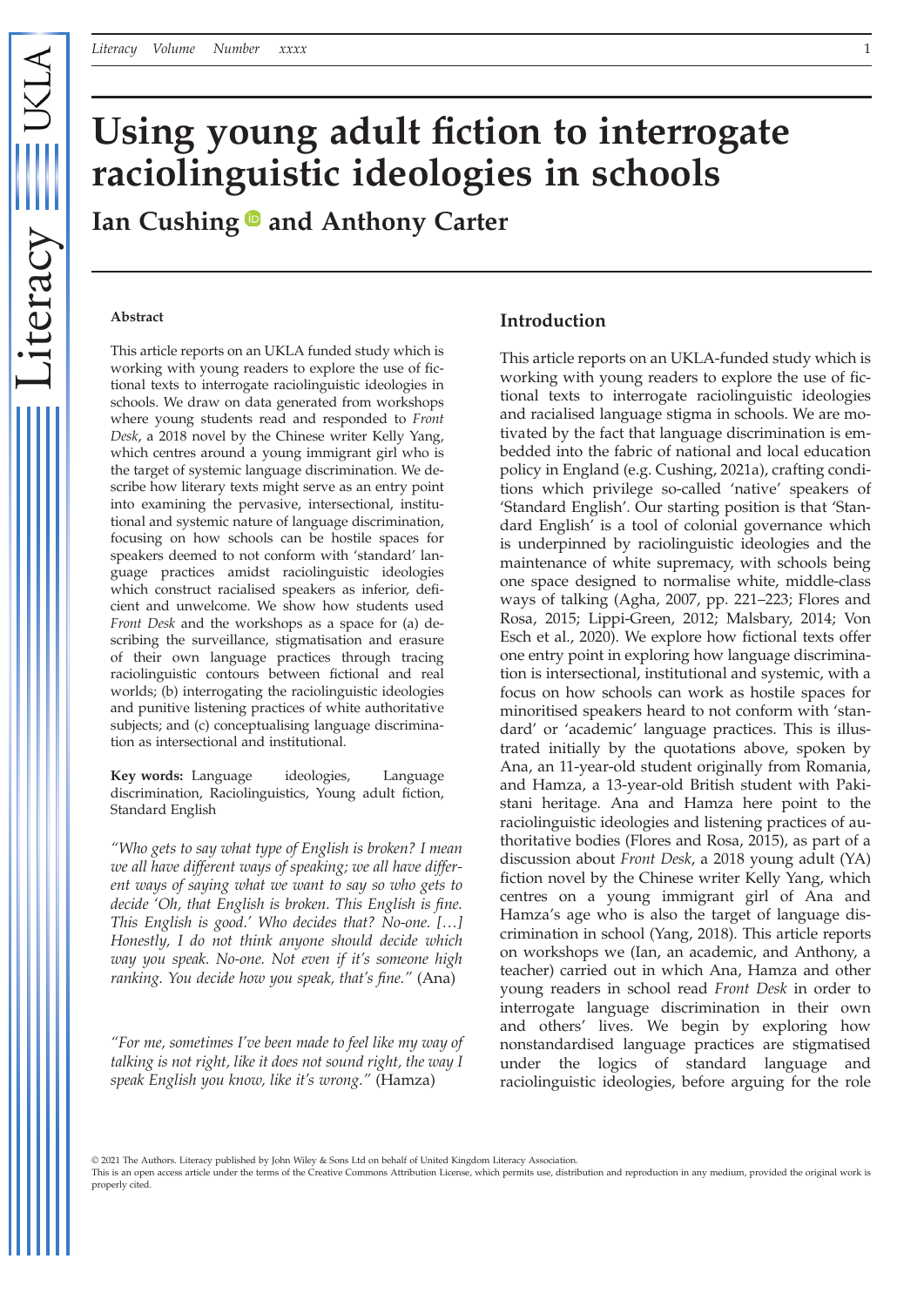# Using young adult fiction to interrogate raciolinguistic ideologies in schools

**Ian Cushing and Anthony Carter**

### Abstract

This article reports on an UKLA funded study which is working with young readers to explore the use of fictional texts to interrogate raciolinguistic ideologies in schools. We draw on data generated from workshops where young students read and responded to *Front Desk*, a 2018 novel by the Chinese writer Kelly Yang, which centres around a young immigrant girl who is the target of systemic language discrimination. We describe how literary texts might serve as an entry point into examining the pervasive, intersectional, institutional and systemic nature of language discrimination, focusing on how schools can be hostile spaces for speakers deemed to not conform with 'standard' language practices amidst raciolinguistic ideologies which construct racialised speakers as inferior, deficient and unwelcome. We show how students used *Front Desk* and the workshops as a space for (a) describing the surveillance, stigmatisation and erasure of their own language practices through tracing raciolinguistic contours between fictional and real worlds; (b) interrogating the raciolinguistic ideologies and punitive listening practices of white authoritative subjects; and (c) conceptualising language discrimination as intersectional and institutional.

**Key words:** Language ideologies, Language discrimination, Raciolinguistics, Young adult fiction, Standard English

*"Who gets to say what type of English is broken? I mean we all have different ways of speaking; we all have different ways of saying what we want to say so who gets to decide 'Oh, that English is broken. This English is fine. This English is good.' Who decides that? No-one. […] Honestly, I do not think anyone should decide which way you speak. No-one. Not even if it's someone high ranking. You decide how you speak, that's fine."* (Ana)

*"For me, sometimes I've been made to feel like my way of talking is not right, like it does not sound right, the way I speak English you know, like it's wrong."* (Hamza)

## Introduction

This article reports on an UKLA-funded study which is working with young readers to explore the use of fictional texts to interrogate raciolinguistic ideologies and racialised language stigma in schools. We are motivated by the fact that language discrimination is embedded into the fabric of national and local education policy in England (e.g. Cushing, 2021a), crafting conditions which privilege so-called 'native' speakers of 'Standard English'. Our starting position is that 'Standard English' is a tool of colonial governance which is underpinned by raciolinguistic ideologies and the maintenance of white supremacy, with schools being one space designed to normalise white, middle-class ways of talking (Agha, 2007, pp. 221–223; Flores and Rosa, 2015; Lippi-Green, 2012; Malsbary, 2014; Von Esch et al., 2020). We explore how fictional texts offer one entry point in exploring how language discrimination is intersectional, institutional and systemic, with a focus on how schools can work as hostile spaces for minoritised speakers heard to not conform with 'standard' or 'academic' language practices. This is illustrated initially by the quotations above, spoken by Ana, an 11-year-old student originally from Romania, and Hamza, a 13-year-old British student with Pakistani heritage. Ana and Hamza here point to the raciolinguistic ideologies and listening practices of authoritative bodies (Flores and Rosa, 2015), as part of a discussion about *Front Desk*, a 2018 young adult (YA) fiction novel by the Chinese writer Kelly Yang, which centres on a young immigrant girl of Ana and Hamza's age who is also the target of language discrimination in school (Yang, 2018). This article reports on workshops we (Ian, an academic, and Anthony, a teacher) carried out in which Ana, Hamza and other young readers in school read *Front Desk* in order to interrogate language discrimination in their own and others' lives. We begin by exploring how nonstandardised language practices are stigmatised under the logics of standard language and raciolinguistic ideologies, before arguing for the role

© 2021 The Authors. Literacy published by John Wiley & Sons Ltd on behalf of United Kingdom Literacy Association.
This is an open access article under the terms of the Creative Commons Attribution License, which permits use, distribution and reproduction in any medium, provided the original work is properly cited.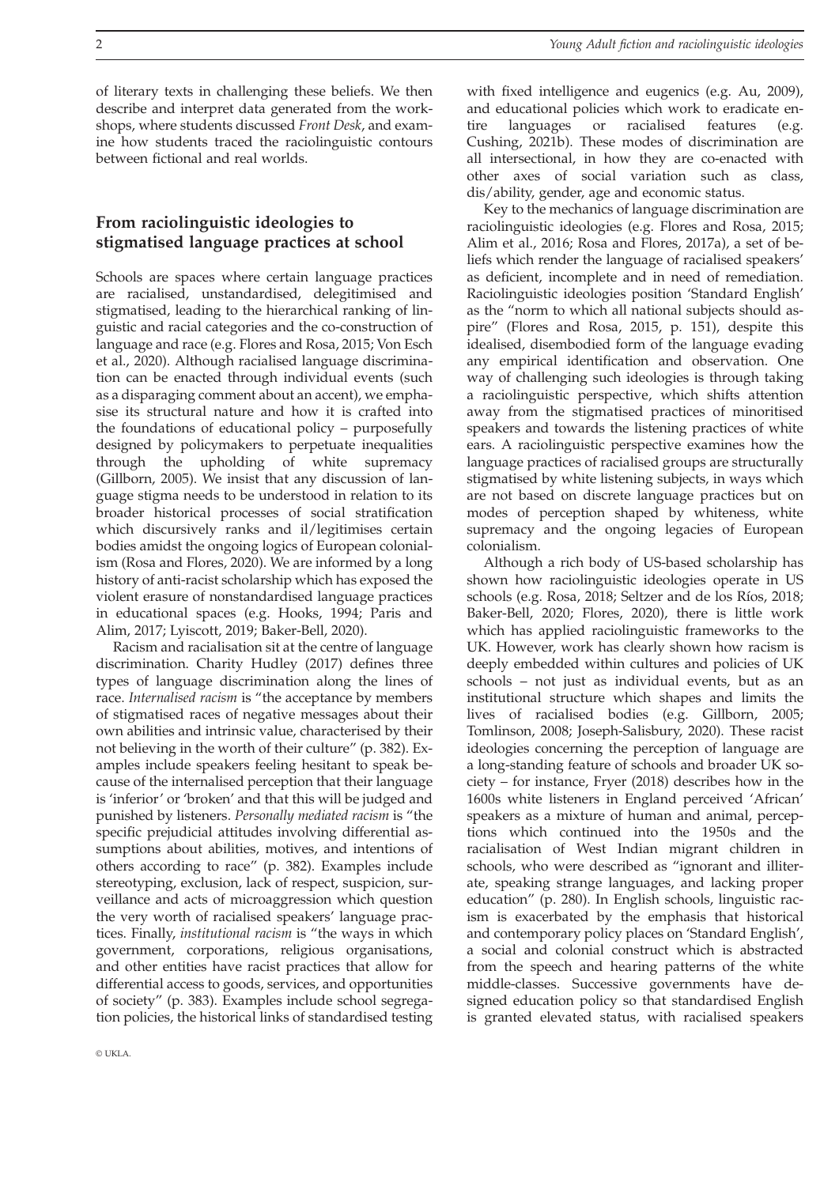of literary texts in challenging these beliefs. We then describe and interpret data generated from the workshops, where students discussed *Front Desk*, and examine how students traced the raciolinguistic contours between fictional and real worlds.

## From raciolinguistic ideologies to stigmatised language practices at school

Schools are spaces where certain language practices are racialised, unstandardised, delegitimised and stigmatised, leading to the hierarchical ranking of linguistic and racial categories and the co-construction of language and race (e.g. Flores and Rosa, 2015; Von Esch et al., 2020). Although racialised language discrimination can be enacted through individual events (such as a disparaging comment about an accent), we emphasise its structural nature and how it is crafted into the foundations of educational policy – purposefully designed by policymakers to perpetuate inequalities through the upholding of white supremacy (Gillborn, 2005). We insist that any discussion of language stigma needs to be understood in relation to its broader historical processes of social stratification which discursively ranks and il/legitimises certain bodies amidst the ongoing logics of European colonialism (Rosa and Flores, 2020). We are informed by a long history of anti-racist scholarship which has exposed the violent erasure of nonstandardised language practices in educational spaces (e.g. Hooks, 1994; Paris and Alim, 2017; Lyiscott, 2019; Baker-Bell, 2020).

Racism and racialisation sit at the centre of language discrimination. Charity Hudley (2017) defines three types of language discrimination along the lines of race. *Internalised racism* is "the acceptance by members of stigmatised races of negative messages about their own abilities and intrinsic value, characterised by their not believing in the worth of their culture" (p. 382). Examples include speakers feeling hesitant to speak because of the internalised perception that their language is 'inferior' or 'broken' and that this will be judged and punished by listeners. *Personally mediated racism* is "the specific prejudicial attitudes involving differential assumptions about abilities, motives, and intentions of others according to race" (p. 382). Examples include stereotyping, exclusion, lack of respect, suspicion, surveillance and acts of microaggression which question the very worth of racialised speakers' language practices. Finally, *institutional racism* is "the ways in which government, corporations, religious organisations, and other entities have racist practices that allow for differential access to goods, services, and opportunities of society" (p. 383). Examples include school segregation policies, the historical links of standardised testing with fixed intelligence and eugenics (e.g. Au, 2009), and educational policies which work to eradicate entire languages or racialised features (e.g. Cushing, 2021b). These modes of discrimination are all intersectional, in how they are co-enacted with other axes of social variation such as class, dis/ability, gender, age and economic status.

Key to the mechanics of language discrimination are raciolinguistic ideologies (e.g. Flores and Rosa, 2015; Alim et al., 2016; Rosa and Flores, 2017a), a set of beliefs which render the language of racialised speakers' as deficient, incomplete and in need of remediation. Raciolinguistic ideologies position 'Standard English' as the "norm to which all national subjects should aspire" (Flores and Rosa, 2015, p. 151), despite this idealised, disembodied form of the language evading any empirical identification and observation. One way of challenging such ideologies is through taking a raciolinguistic perspective, which shifts attention away from the stigmatised practices of minoritised speakers and towards the listening practices of white ears. A raciolinguistic perspective examines how the language practices of racialised groups are structurally stigmatised by white listening subjects, in ways which are not based on discrete language practices but on modes of perception shaped by whiteness, white supremacy and the ongoing legacies of European colonialism.

Although a rich body of US-based scholarship has shown how raciolinguistic ideologies operate in US schools (e.g. Rosa, 2018; Seltzer and de los Ríos, 2018; Baker-Bell, 2020; Flores, 2020), there is little work which has applied raciolinguistic frameworks to the UK. However, work has clearly shown how racism is deeply embedded within cultures and policies of UK schools – not just as individual events, but as an institutional structure which shapes and limits the lives of racialised bodies (e.g. Gillborn, 2005; Tomlinson, 2008; Joseph-Salisbury, 2020). These racist ideologies concerning the perception of language are a long-standing feature of schools and broader UK society – for instance, Fryer (2018) describes how in the 1600s white listeners in England perceived 'African' speakers as a mixture of human and animal, perceptions which continued into the 1950s and the racialisation of West Indian migrant children in schools, who were described as "ignorant and illiterate, speaking strange languages, and lacking proper education" (p. 280). In English schools, linguistic racism is exacerbated by the emphasis that historical and contemporary policy places on 'Standard English', a social and colonial construct which is abstracted from the speech and hearing patterns of the white middle-classes. Successive governments have designed education policy so that standardised English is granted elevated status, with racialised speakers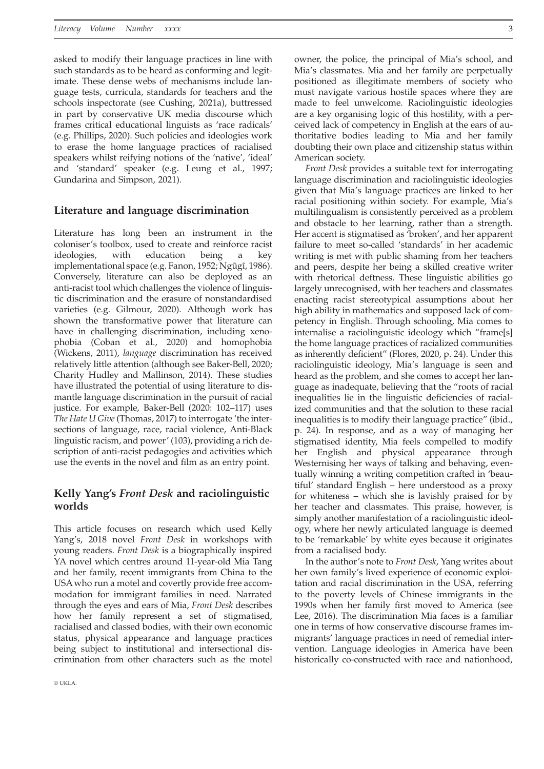asked to modify their language practices in line with such standards as to be heard as conforming and legitimate. These dense webs of mechanisms include language tests, curricula, standards for teachers and the schools inspectorate (see Cushing, 2021a), buttressed in part by conservative UK media discourse which frames critical educational linguists as 'race radicals' (e.g. Phillips, 2020). Such policies and ideologies work to erase the home language practices of racialised speakers whilst reifying notions of the 'native', 'ideal' and 'standard' speaker (e.g. Leung et al., 1997; Gundarina and Simpson, 2021).

## Literature and language discrimination

Literature has long been an instrument in the coloniser's toolbox, used to create and reinforce racist ideologies, with education being a key implementational space (e.g. Fanon, 1952; Ngũgĩ, 1986). Conversely, literature can also be deployed as an anti-racist tool which challenges the violence of linguistic discrimination and the erasure of nonstandardised varieties (e.g. Gilmour, 2020). Although work has shown the transformative power that literature can have in challenging discrimination, including xenophobia (Coban et al., 2020) and homophobia (Wickens, 2011), *language* discrimination has received relatively little attention (although see Baker-Bell, 2020; Charity Hudley and Mallinson, 2014). These studies have illustrated the potential of using literature to dismantle language discrimination in the pursuit of racial justice. For example, Baker-Bell (2020: 102–117) uses *The Hate U Give* (Thomas, 2017) to interrogate 'the intersections of language, race, racial violence, Anti-Black linguistic racism, and power' (103), providing a rich description of anti-racist pedagogies and activities which use the events in the novel and film as an entry point.

## Kelly Yang's *Front Desk* and raciolinguistic worlds

This article focuses on research which used Kelly Yang's, 2018 novel *Front Desk* in workshops with young readers. *Front Desk* is a biographically inspired YA novel which centres around 11-year-old Mia Tang and her family, recent immigrants from China to the USA who run a motel and covertly provide free accommodation for immigrant families in need. Narrated through the eyes and ears of Mia, *Front Desk* describes how her family represent a set of stigmatised, racialised and classed bodies, with their own economic status, physical appearance and language practices being subject to institutional and intersectional discrimination from other characters such as the motel owner, the police, the principal of Mia's school, and Mia's classmates. Mia and her family are perpetually positioned as illegitimate members of society who must navigate various hostile spaces where they are made to feel unwelcome. Raciolinguistic ideologies are a key organising logic of this hostility, with a perceived lack of competency in English at the ears of authoritative bodies leading to Mia and her family doubting their own place and citizenship status within American society.

*Front Desk* provides a suitable text for interrogating language discrimination and raciolinguistic ideologies given that Mia's language practices are linked to her racial positioning within society. For example, Mia's multilingualism is consistently perceived as a problem and obstacle to her learning, rather than a strength. Her accent is stigmatised as 'broken', and her apparent failure to meet so-called 'standards' in her academic writing is met with public shaming from her teachers and peers, despite her being a skilled creative writer with rhetorical deftness. These linguistic abilities go largely unrecognised, with her teachers and classmates enacting racist stereotypical assumptions about her high ability in mathematics and supposed lack of competency in English. Through schooling, Mia comes to internalise a raciolinguistic ideology which "frame[s] the home language practices of racialized communities as inherently deficient" (Flores, 2020, p. 24). Under this raciolinguistic ideology, Mia's language is seen and heard as the problem, and she comes to accept her language as inadequate, believing that the "roots of racial inequalities lie in the linguistic deficiencies of racialized communities and that the solution to these racial inequalities is to modify their language practice" (ibid., p. 24). In response, and as a way of managing her stigmatised identity, Mia feels compelled to modify her English and physical appearance through Westernising her ways of talking and behaving, eventually winning a writing competition crafted in 'beautiful' standard English – here understood as a proxy for whiteness – which she is lavishly praised for by her teacher and classmates. This praise, however, is simply another manifestation of a raciolinguistic ideology, where her newly articulated language is deemed to be 'remarkable' by white eyes because it originates from a racialised body.

In the author's note to *Front Desk*, Yang writes about her own family's lived experience of economic exploitation and racial discrimination in the USA, referring to the poverty levels of Chinese immigrants in the 1990s when her family first moved to America (see Lee, 2016). The discrimination Mia faces is a familiar one in terms of how conservative discourse frames immigrants' language practices in need of remedial intervention. Language ideologies in America have been historically co-constructed with race and nationhood,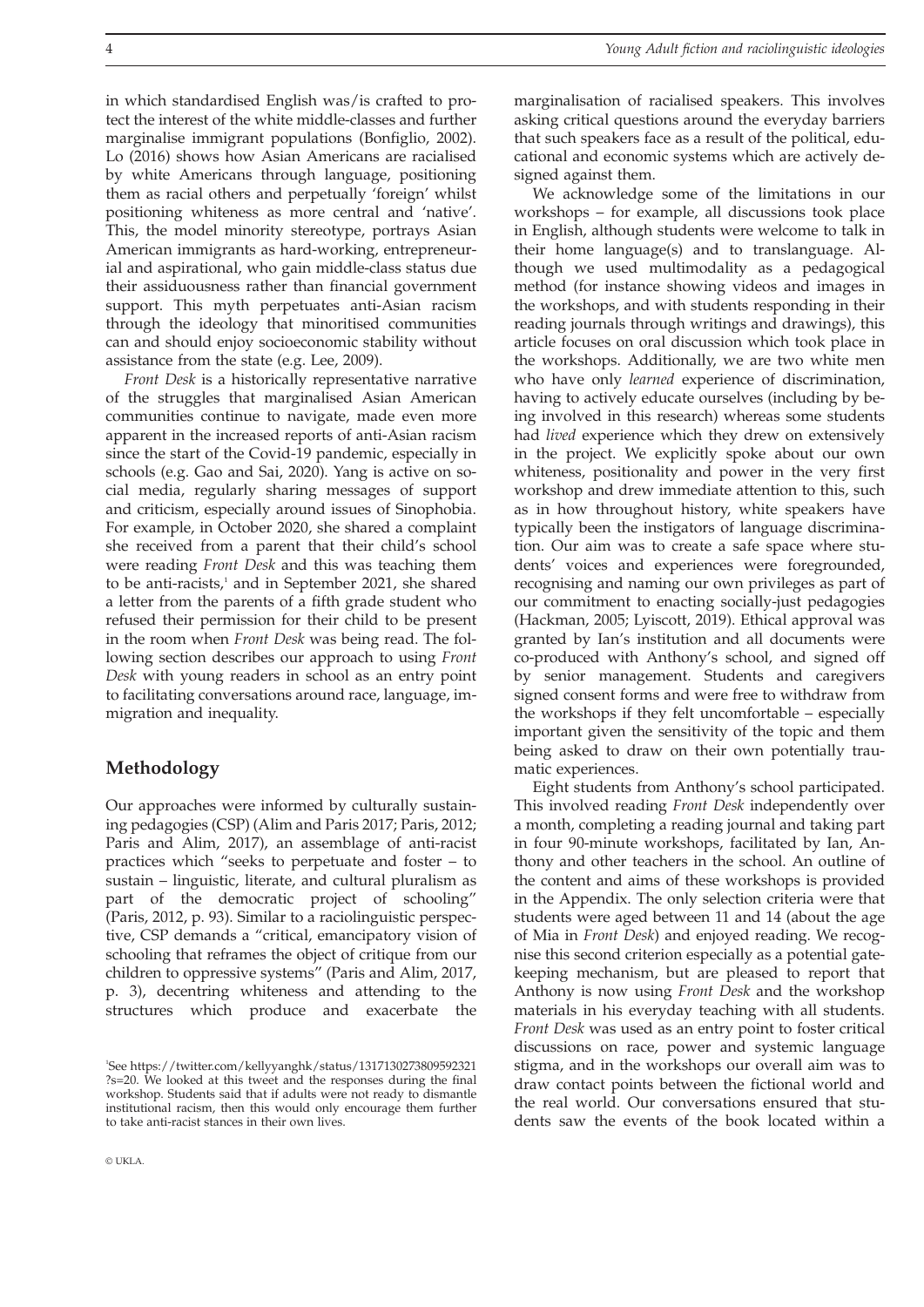in which standardised English was/is crafted to protect the interest of the white middle-classes and further marginalise immigrant populations (Bonfiglio, 2002). Lo (2016) shows how Asian Americans are racialised by white Americans through language, positioning them as racial others and perpetually 'foreign' whilst positioning whiteness as more central and 'native'. This, the model minority stereotype, portrays Asian American immigrants as hard-working, entrepreneurial and aspirational, who gain middle-class status due their assiduousness rather than financial government support. This myth perpetuates anti-Asian racism through the ideology that minoritised communities can and should enjoy socioeconomic stability without assistance from the state (e.g. Lee, 2009).

*Front Desk* is a historically representative narrative of the struggles that marginalised Asian American communities continue to navigate, made even more apparent in the increased reports of anti-Asian racism since the start of the Covid-19 pandemic, especially in schools (e.g. Gao and Sai, 2020). Yang is active on social media, regularly sharing messages of support and criticism, especially around issues of Sinophobia. For example, in October 2020, she shared a complaint she received from a parent that their child's school were reading *Front Desk* and this was teaching them to be anti-racists,[1] and in September 2021, she shared a letter from the parents of a fifth grade student who refused their permission for their child to be present in the room when *Front Desk* was being read. The following section describes our approach to using *Front Desk* with young readers in school as an entry point to facilitating conversations around race, language, immigration and inequality.

## Methodology

Our approaches were informed by culturally sustaining pedagogies (CSP) (Alim and Paris 2017; Paris, 2012; Paris and Alim, 2017), an assemblage of anti-racist practices which "seeks to perpetuate and foster – to sustain – linguistic, literate, and cultural pluralism as part of the democratic project of schooling" (Paris, 2012, p. 93). Similar to a raciolinguistic perspective, CSP demands a "critical, emancipatory vision of schooling that reframes the object of critique from our children to oppressive systems" (Paris and Alim, 2017, p. 3), decentring whiteness and attending to the structures which produce and exacerbate the marginalisation of racialised speakers. This involves asking critical questions around the everyday barriers that such speakers face as a result of the political, educational and economic systems which are actively designed against them.

We acknowledge some of the limitations in our workshops – for example, all discussions took place in English, although students were welcome to talk in their home language(s) and to translanguage. Although we used multimodality as a pedagogical method (for instance showing videos and images in the workshops, and with students responding in their reading journals through writings and drawings), this article focuses on oral discussion which took place in the workshops. Additionally, we are two white men who have only *learned* experience of discrimination, having to actively educate ourselves (including by being involved in this research) whereas some students had *lived* experience which they drew on extensively in the project. We explicitly spoke about our own whiteness, positionality and power in the very first workshop and drew immediate attention to this, such as in how throughout history, white speakers have typically been the instigators of language discrimination. Our aim was to create a safe space where students' voices and experiences were foregrounded, recognising and naming our own privileges as part of our commitment to enacting socially-just pedagogies (Hackman, 2005; Lyiscott, 2019). Ethical approval was granted by Ian's institution and all documents were co-produced with Anthony's school, and signed off by senior management. Students and caregivers signed consent forms and were free to withdraw from the workshops if they felt uncomfortable – especially important given the sensitivity of the topic and them being asked to draw on their own potentially traumatic experiences.

Eight students from Anthony's school participated. This involved reading *Front Desk* independently over a month, completing a reading journal and taking part in four 90-minute workshops, facilitated by Ian, Anthony and other teachers in the school. An outline of the content and aims of these workshops is provided in the Appendix. The only selection criteria were that students were aged between 11 and 14 (about the age of Mia in *Front Desk*) and enjoyed reading. We recognise this second criterion especially as a potential gatekeeping mechanism, but are pleased to report that Anthony is now using *Front Desk* and the workshop materials in his everyday teaching with all students. *Front Desk* was used as an entry point to foster critical discussions on race, power and systemic language stigma, and in the workshops our overall aim was to draw contact points between the fictional world and the real world. Our conversations ensured that students saw the events of the book located within a

[1]See https://twitter.com/kellyyanghk/status/1317130273809592321?s=20. We looked at this tweet and the responses during the final workshop. Students said that if adults were not ready to dismantle institutional racism, then this would only encourage them further to take anti-racist stances in their own lives.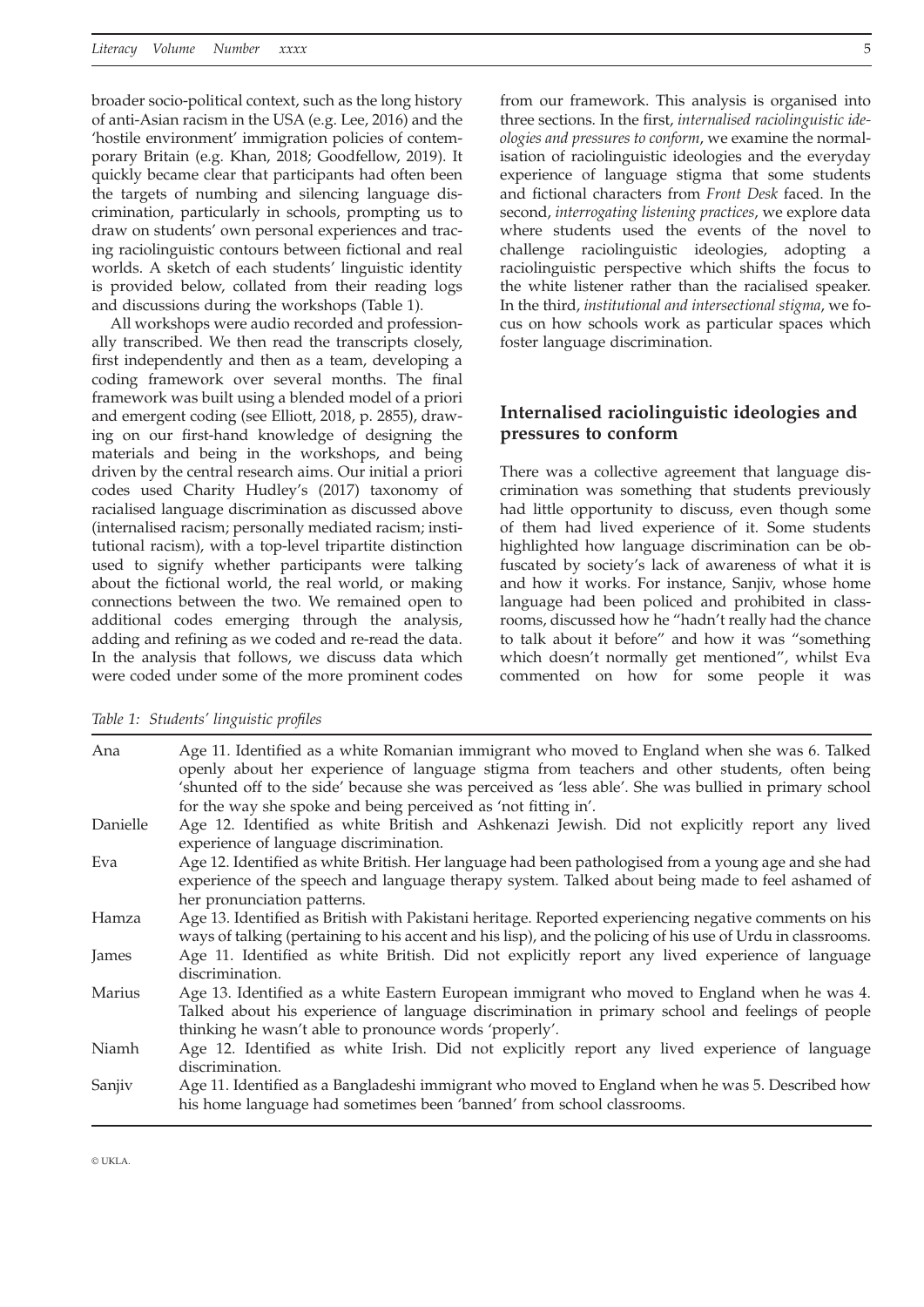broader socio-political context, such as the long history of anti-Asian racism in the USA (e.g. Lee, 2016) and the 'hostile environment' immigration policies of contemporary Britain (e.g. Khan, 2018; Goodfellow, 2019). It quickly became clear that participants had often been the targets of numbing and silencing language discrimination, particularly in schools, prompting us to draw on students' own personal experiences and tracing raciolinguistic contours between fictional and real worlds. A sketch of each students' linguistic identity is provided below, collated from their reading logs and discussions during the workshops (Table 1).

All workshops were audio recorded and professionally transcribed. We then read the transcripts closely, first independently and then as a team, developing a coding framework over several months. The final framework was built using a blended model of a priori and emergent coding (see Elliott, 2018, p. 2855), drawing on our first-hand knowledge of designing the materials and being in the workshops, and being driven by the central research aims. Our initial a priori codes used Charity Hudley's (2017) taxonomy of racialised language discrimination as discussed above (internalised racism; personally mediated racism; institutional racism), with a top-level tripartite distinction used to signify whether participants were talking about the fictional world, the real world, or making connections between the two. We remained open to additional codes emerging through the analysis, adding and refining as we coded and re-read the data. In the analysis that follows, we discuss data which were coded under some of the more prominent codes from our framework. This analysis is organised into three sections. In the first, *internalised raciolinguistic ideologies and pressures to conform*, we examine the normalisation of raciolinguistic ideologies and the everyday experience of language stigma that some students and fictional characters from *Front Desk* faced. In the second, *interrogating listening practices*, we explore data where students used the events of the novel to challenge raciolinguistic ideologies, adopting a raciolinguistic perspective which shifts the focus to the white listener rather than the racialised speaker. In the third, *institutional and intersectional stigma*, we focus on how schools work as particular spaces which foster language discrimination.

## Internalised raciolinguistic ideologies and pressures to conform

There was a collective agreement that language discrimination was something that students previously had little opportunity to discuss, even though some of them had lived experience of it. Some students highlighted how language discrimination can be obfuscated by society's lack of awareness of what it is and how it works. For instance, Sanjiv, whose home language had been policed and prohibited in classrooms, discussed how he "hadn't really had the chance to talk about it before" and how it was "something which doesn't normally get mentioned", whilst Eva commented on how for some people it was

*Table 1: Students' linguistic profiles*

| | |
|---|---|
| Ana | Age 11. Identified as a white Romanian immigrant who moved to England when she was 6. Talked openly about her experience of language stigma from teachers and other students, often being 'shunted off to the side' because she was perceived as 'less able'. She was bullied in primary school for the way she spoke and being perceived as 'not fitting in'. |
| Danielle | Age 12. Identified as white British and Ashkenazi Jewish. Did not explicitly report any lived experience of language discrimination. |
| Eva | Age 12. Identified as white British. Her language had been pathologised from a young age and she had experience of the speech and language therapy system. Talked about being made to feel ashamed of her pronunciation patterns. |
| Hamza | Age 13. Identified as British with Pakistani heritage. Reported experiencing negative comments on his ways of talking (pertaining to his accent and his lisp), and the policing of his use of Urdu in classrooms. |
| James | Age 11. Identified as white British. Did not explicitly report any lived experience of language discrimination. |
| Marius | Age 13. Identified as a white Eastern European immigrant who moved to England when he was 4. Talked about his experience of language discrimination in primary school and feelings of people thinking he wasn't able to pronounce words 'properly'. |
| Niamh | Age 12. Identified as white Irish. Did not explicitly report any lived experience of language discrimination. |
| Sanjiv | Age 11. Identified as a Bangladeshi immigrant who moved to England when he was 5. Described how his home language had sometimes been 'banned' from school classrooms. |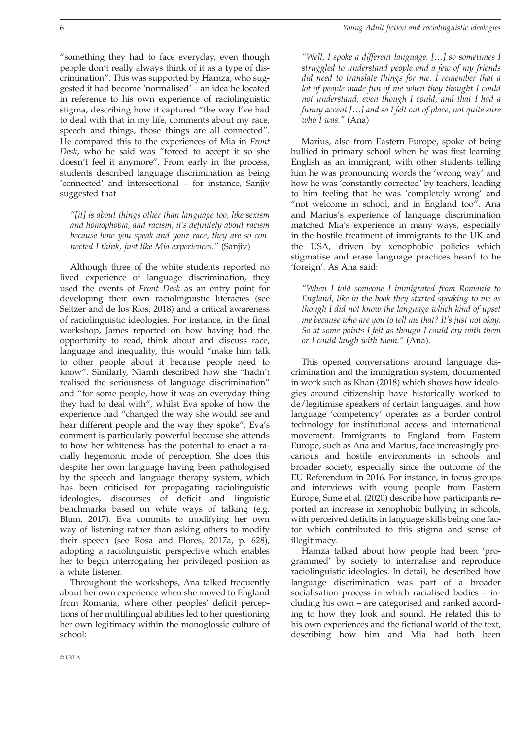"something they had to face everyday, even though people don't really always think of it as a type of discrimination". This was supported by Hamza, who suggested it had become 'normalised' – an idea he located in reference to his own experience of raciolinguistic stigma, describing how it captured "the way I've had to deal with that in my life, comments about my race, speech and things, those things are all connected". He compared this to the experiences of Mia in *Front Desk*, who he said was "forced to accept it so she doesn't feel it anymore". From early in the process, students described language discrimination as being 'connected' and intersectional – for instance, Sanjiv suggested that

> *"[it] is about things other than language too, like sexism and homophobia, and racism, it's definitely about racism because how you speak and your race, they are so connected I think, just like Mia experiences."* (Sanjiv)

Although three of the white students reported no lived experience of language discrimination, they used the events of *Front Desk* as an entry point for developing their own raciolinguistic literacies (see Seltzer and de los Ríos, 2018) and a critical awareness of raciolinguistic ideologies. For instance, in the final workshop, James reported on how having had the opportunity to read, think about and discuss race, language and inequality, this would "make him talk to other people about it because people need to know". Similarly, Niamh described how she "hadn't realised the seriousness of language discrimination" and "for some people, how it was an everyday thing they had to deal with", whilst Eva spoke of how the experience had "changed the way she would see and hear different people and the way they spoke". Eva's comment is particularly powerful because she attends to how her whiteness has the potential to enact a racially hegemonic mode of perception. She does this despite her own language having been pathologised by the speech and language therapy system, which has been criticised for propagating raciolinguistic ideologies, discourses of deficit and linguistic benchmarks based on white ways of talking (e.g. Blum, 2017). Eva commits to modifying her own way of listening rather than asking others to modify their speech (see Rosa and Flores, 2017a, p. 628), adopting a raciolinguistic perspective which enables her to begin interrogating her privileged position as a white listener.

Throughout the workshops, Ana talked frequently about her own experience when she moved to England from Romania, where other peoples' deficit perceptions of her multilingual abilities led to her questioning her own legitimacy within the monoglossic culture of school:

> *"Well, I spoke a different language. […] so sometimes I struggled to understand people and a few of my friends did need to translate things for me. I remember that a lot of people made fun of me when they thought I could not understand, even though I could, and that I had a funny accent […] and so I felt out of place, not quite sure who I was."* (Ana)

Marius, also from Eastern Europe, spoke of being bullied in primary school when he was first learning English as an immigrant, with other students telling him he was pronouncing words the 'wrong way' and how he was 'constantly corrected' by teachers, leading to him feeling that he was 'completely wrong' and "not welcome in school, and in England too". Ana and Marius's experience of language discrimination matched Mia's experience in many ways, especially in the hostile treatment of immigrants to the UK and the USA, driven by xenophobic policies which stigmatise and erase language practices heard to be 'foreign'. As Ana said:

> *"When I told someone I immigrated from Romania to England, like in the book they started speaking to me as though I did not know the language which kind of upset me because who are you to tell me that? It's just not okay. So at some points I felt as though I could cry with them or I could laugh with them."* (Ana).

This opened conversations around language discrimination and the immigration system, documented in work such as Khan (2018) which shows how ideologies around citizenship have historically worked to de/legitimise speakers of certain languages, and how language 'competency' operates as a border control technology for institutional access and international movement. Immigrants to England from Eastern Europe, such as Ana and Marius, face increasingly precarious and hostile environments in schools and broader society, especially since the outcome of the EU Referendum in 2016. For instance, in focus groups and interviews with young people from Eastern Europe, Sime et al. (2020) describe how participants reported an increase in xenophobic bullying in schools, with perceived deficits in language skills being one factor which contributed to this stigma and sense of illegitimacy.

Hamza talked about how people had been 'programmed' by society to internalise and reproduce raciolinguistic ideologies. In detail, he described how language discrimination was part of a broader socialisation process in which racialised bodies – including his own – are categorised and ranked according to how they look and sound. He related this to his own experiences and the fictional world of the text, describing how him and Mia had both been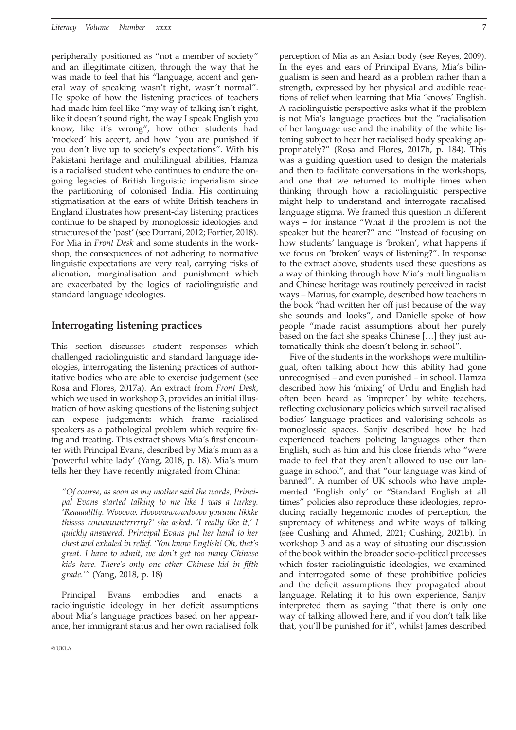peripherally positioned as "not a member of society" and an illegitimate citizen, through the way that he was made to feel that his "language, accent and general way of speaking wasn't right, wasn't normal". He spoke of how the listening practices of teachers had made him feel like "my way of talking isn't right, like it doesn't sound right, the way I speak English you know, like it's wrong", how other students had 'mocked' his accent, and how "you are punished if you don't live up to society's expectations". With his Pakistani heritage and multilingual abilities, Hamza is a racialised student who continues to endure the ongoing legacies of British linguistic imperialism since the partitioning of colonised India. His continuing stigmatisation at the ears of white British teachers in England illustrates how present-day listening practices continue to be shaped by monoglossic ideologies and structures of the 'past' (see Durrani, 2012; Fortier, 2018). For Mia in *Front Desk* and some students in the workshop, the consequences of not adhering to normative linguistic expectations are very real, carrying risks of alienation, marginalisation and punishment which are exacerbated by the logics of raciolinguistic and standard language ideologies.

## Interrogating listening practices

This section discusses student responses which challenged raciolinguistic and standard language ideologies, interrogating the listening practices of authoritative bodies who are able to exercise judgement (see Rosa and Flores, 2017a). An extract from *Front Desk*, which we used in workshop 3, provides an initial illustration of how asking questions of the listening subject can expose judgements which frame racialised speakers as a pathological problem which require fixing and treating. This extract shows Mia's first encounter with Principal Evans, described by Mia's mum as a 'powerful white lady' (Yang, 2018, p. 18). Mia's mum tells her they have recently migrated from China:

> *"Of course, as soon as my mother said the words, Principal Evans started talking to me like I was a turkey. 'Reaaaalllly. Woooow. Hoooowwwwdoooo youuuu likkke thissss couuuuuntrrrrry?' she asked. 'I really like it,' I quickly answered. Principal Evans put her hand to her chest and exhaled in relief. 'You know English! Oh, that's great. I have to admit, we don't get too many Chinese kids here. There's only one other Chinese kid in fifth grade.'"* (Yang, 2018, p. 18)

Principal Evans embodies and enacts a raciolinguistic ideology in her deficit assumptions about Mia's language practices based on her appearance, her immigrant status and her own racialised folk perception of Mia as an Asian body (see Reyes, 2009). In the eyes and ears of Principal Evans, Mia's bilingualism is seen and heard as a problem rather than a strength, expressed by her physical and audible reactions of relief when learning that Mia 'knows' English. A raciolinguistic perspective asks what if the problem is not Mia's language practices but the "racialisation of her language use and the inability of the white listening subject to hear her racialised body speaking appropriately?" (Rosa and Flores, 2017b, p. 184). This was a guiding question used to design the materials and then to facilitate conversations in the workshops, and one that we returned to multiple times when thinking through how a raciolinguistic perspective might help to understand and interrogate racialised language stigma. We framed this question in different ways – for instance "What if the problem is not the speaker but the hearer?" and "Instead of focusing on how students' language is 'broken', what happens if we focus on 'broken' ways of listening?". In response to the extract above, students used these questions as a way of thinking through how Mia's multilingualism and Chinese heritage was routinely perceived in racist ways – Marius, for example, described how teachers in the book "had written her off just because of the way she sounds and looks", and Danielle spoke of how people "made racist assumptions about her purely based on the fact she speaks Chinese […] they just automatically think she doesn't belong in school".

Five of the students in the workshops were multilingual, often talking about how this ability had gone unrecognised – and even punished – in school. Hamza described how his 'mixing' of Urdu and English had often been heard as 'improper' by white teachers, reflecting exclusionary policies which surveil racialised bodies' language practices and valorising schools as monoglossic spaces. Sanjiv described how he had experienced teachers policing languages other than English, such as him and his close friends who "were made to feel that they aren't allowed to use our language in school", and that "our language was kind of banned". A number of UK schools who have implemented 'English only' or "Standard English at all times" policies also reproduce these ideologies, reproducing racially hegemonic modes of perception, the supremacy of whiteness and white ways of talking (see Cushing and Ahmed, 2021; Cushing, 2021b). In workshop 3 and as a way of situating our discussion of the book within the broader socio-political processes which foster raciolinguistic ideologies, we examined and interrogated some of these prohibitive policies and the deficit assumptions they propagated about language. Relating it to his own experience, Sanjiv interpreted them as saying "that there is only one way of talking allowed here, and if you don't talk like that, you'll be punished for it", whilst James described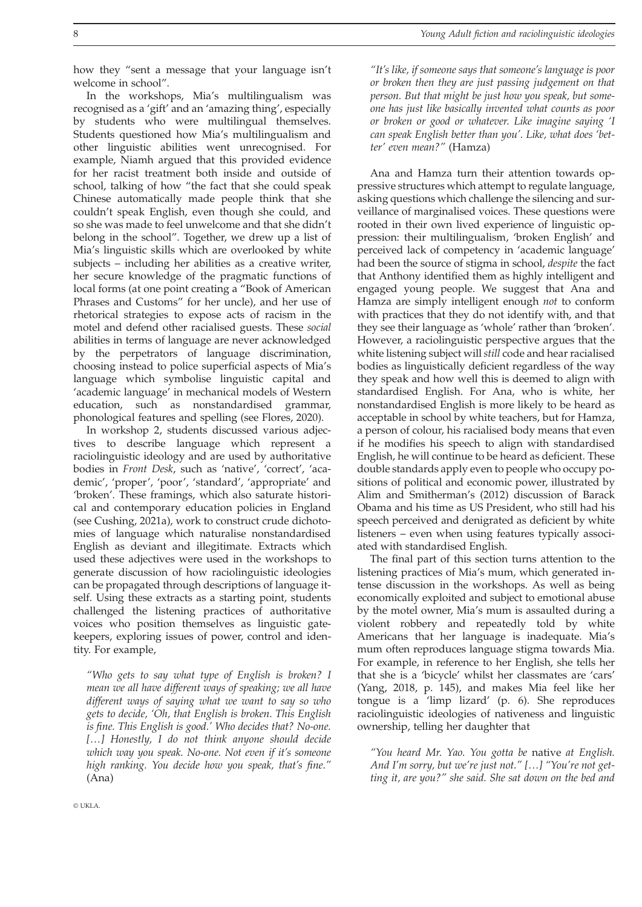how they "sent a message that your language isn't welcome in school".

In the workshops, Mia's multilingualism was recognised as a 'gift' and an 'amazing thing', especially by students who were multilingual themselves. Students questioned how Mia's multilingualism and other linguistic abilities went unrecognised. For example, Niamh argued that this provided evidence for her racist treatment both inside and outside of school, talking of how "the fact that she could speak Chinese automatically made people think that she couldn't speak English, even though she could, and so she was made to feel unwelcome and that she didn't belong in the school". Together, we drew up a list of Mia's linguistic skills which are overlooked by white subjects – including her abilities as a creative writer, her secure knowledge of the pragmatic functions of local forms (at one point creating a "Book of American Phrases and Customs" for her uncle), and her use of rhetorical strategies to expose acts of racism in the motel and defend other racialised guests. These *social* abilities in terms of language are never acknowledged by the perpetrators of language discrimination, choosing instead to police superficial aspects of Mia's language which symbolise linguistic capital and 'academic language' in mechanical models of Western education, such as nonstandardised grammar, phonological features and spelling (see Flores, 2020).

In workshop 2, students discussed various adjectives to describe language which represent a raciolinguistic ideology and are used by authoritative bodies in *Front Desk*, such as 'native', 'correct', 'academic', 'proper', 'poor', 'standard', 'appropriate' and 'broken'. These framings, which also saturate historical and contemporary education policies in England (see Cushing, 2021a), work to construct crude dichotomies of language which naturalise nonstandardised English as deviant and illegitimate. Extracts which used these adjectives were used in the workshops to generate discussion of how raciolinguistic ideologies can be propagated through descriptions of language itself. Using these extracts as a starting point, students challenged the listening practices of authoritative voices who position themselves as linguistic gatekeepers, exploring issues of power, control and identity. For example,

> *"Who gets to say what type of English is broken? I mean we all have different ways of speaking; we all have different ways of saying what we want to say so who gets to decide, 'Oh, that English is broken. This English is fine. This English is good.' Who decides that? No-one. […] Honestly, I do not think anyone should decide which way you speak. No-one. Not even if it's someone high ranking. You decide how you speak, that's fine."* (Ana)

> *"It's like, if someone says that someone's language is poor or broken then they are just passing judgement on that person. But that might be just how you speak, but someone has just like basically invented what counts as poor or broken or good or whatever. Like imagine saying 'I can speak English better than you'. Like, what does 'better' even mean?"* (Hamza)

Ana and Hamza turn their attention towards oppressive structures which attempt to regulate language, asking questions which challenge the silencing and surveillance of marginalised voices. These questions were rooted in their own lived experience of linguistic oppression: their multilingualism, 'broken English' and perceived lack of competency in 'academic language' had been the source of stigma in school, *despite* the fact that Anthony identified them as highly intelligent and engaged young people. We suggest that Ana and Hamza are simply intelligent enough *not* to conform with practices that they do not identify with, and that they see their language as 'whole' rather than 'broken'. However, a raciolinguistic perspective argues that the white listening subject will *still* code and hear racialised bodies as linguistically deficient regardless of the way they speak and how well this is deemed to align with standardised English. For Ana, who is white, her nonstandardised English is more likely to be heard as acceptable in school by white teachers, but for Hamza, a person of colour, his racialised body means that even if he modifies his speech to align with standardised English, he will continue to be heard as deficient. These double standards apply even to people who occupy positions of political and economic power, illustrated by Alim and Smitherman's (2012) discussion of Barack Obama and his time as US President, who still had his speech perceived and denigrated as deficient by white listeners – even when using features typically associated with standardised English.

The final part of this section turns attention to the listening practices of Mia's mum, which generated intense discussion in the workshops. As well as being economically exploited and subject to emotional abuse by the motel owner, Mia's mum is assaulted during a violent robbery and repeatedly told by white Americans that her language is inadequate. Mia's mum often reproduces language stigma towards Mia. For example, in reference to her English, she tells her that she is a 'bicycle' whilst her classmates are 'cars' (Yang, 2018, p. 145), and makes Mia feel like her tongue is a 'limp lizard' (p. 6). She reproduces raciolinguistic ideologies of nativeness and linguistic ownership, telling her daughter that

> *"You heard Mr. Yao. You gotta be* native *at English. And I'm sorry, but we're just not." […] "You're not getting it, are you?" she said. She sat down on the bed and*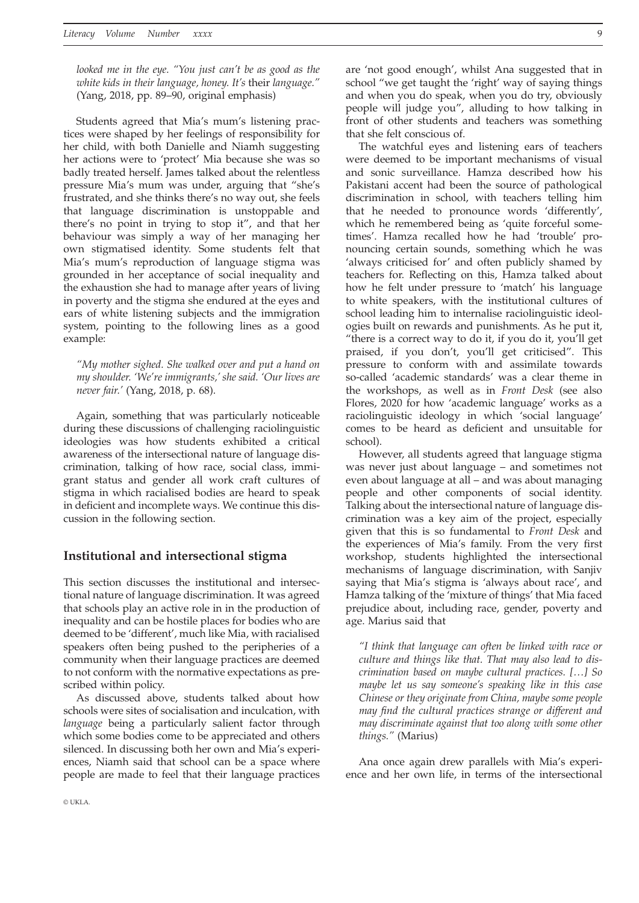*looked me in the eye. "You just can't be as good as the white kids in their language, honey. It's* their *language."* (Yang, 2018, pp. 89–90, original emphasis)

Students agreed that Mia's mum's listening practices were shaped by her feelings of responsibility for her child, with both Danielle and Niamh suggesting her actions were to 'protect' Mia because she was so badly treated herself. James talked about the relentless pressure Mia's mum was under, arguing that "she's frustrated, and she thinks there's no way out, she feels that language discrimination is unstoppable and there's no point in trying to stop it", and that her behaviour was simply a way of her managing her own stigmatised identity. Some students felt that Mia's mum's reproduction of language stigma was grounded in her acceptance of social inequality and the exhaustion she had to manage after years of living in poverty and the stigma she endured at the eyes and ears of white listening subjects and the immigration system, pointing to the following lines as a good example:

*"My mother sighed. She walked over and put a hand on my shoulder. 'We're immigrants,' she said. 'Our lives are never fair.'* (Yang, 2018, p. 68).

Again, something that was particularly noticeable during these discussions of challenging raciolinguistic ideologies was how students exhibited a critical awareness of the intersectional nature of language discrimination, talking of how race, social class, immigrant status and gender all work craft cultures of stigma in which racialised bodies are heard to speak in deficient and incomplete ways. We continue this discussion in the following section.

## Institutional and intersectional stigma

This section discusses the institutional and intersectional nature of language discrimination. It was agreed that schools play an active role in in the production of inequality and can be hostile places for bodies who are deemed to be 'different', much like Mia, with racialised speakers often being pushed to the peripheries of a community when their language practices are deemed to not conform with the normative expectations as prescribed within policy.

As discussed above, students talked about how schools were sites of socialisation and inculcation, with *language* being a particularly salient factor through which some bodies come to be appreciated and others silenced. In discussing both her own and Mia's experiences, Niamh said that school can be a space where people are made to feel that their language practices are 'not good enough', whilst Ana suggested that in school "we get taught the 'right' way of saying things and when you do speak, when you do try, obviously people will judge you", alluding to how talking in front of other students and teachers was something that she felt conscious of.

The watchful eyes and listening ears of teachers were deemed to be important mechanisms of visual and sonic surveillance. Hamza described how his Pakistani accent had been the source of pathological discrimination in school, with teachers telling him that he needed to pronounce words 'differently', which he remembered being as 'quite forceful sometimes'. Hamza recalled how he had 'trouble' pronouncing certain sounds, something which he was 'always criticised for' and often publicly shamed by teachers for. Reflecting on this, Hamza talked about how he felt under pressure to 'match' his language to white speakers, with the institutional cultures of school leading him to internalise raciolinguistic ideologies built on rewards and punishments. As he put it, "there is a correct way to do it, if you do it, you'll get praised, if you don't, you'll get criticised". This pressure to conform with and assimilate towards so-called 'academic standards' was a clear theme in the workshops, as well as in *Front Desk* (see also Flores, 2020 for how 'academic language' works as a raciolinguistic ideology in which 'social language' comes to be heard as deficient and unsuitable for school).

However, all students agreed that language stigma was never just about language – and sometimes not even about language at all – and was about managing people and other components of social identity. Talking about the intersectional nature of language discrimination was a key aim of the project, especially given that this is so fundamental to *Front Desk* and the experiences of Mia's family. From the very first workshop, students highlighted the intersectional mechanisms of language discrimination, with Sanjiv saying that Mia's stigma is 'always about race', and Hamza talking of the 'mixture of things' that Mia faced prejudice about, including race, gender, poverty and age. Marius said that

*"I think that language can often be linked with race or culture and things like that. That may also lead to discrimination based on maybe cultural practices. […] So maybe let us say someone's speaking like in this case Chinese or they originate from China, maybe some people may find the cultural practices strange or different and may discriminate against that too along with some other things."* (Marius)

Ana once again drew parallels with Mia's experience and her own life, in terms of the intersectional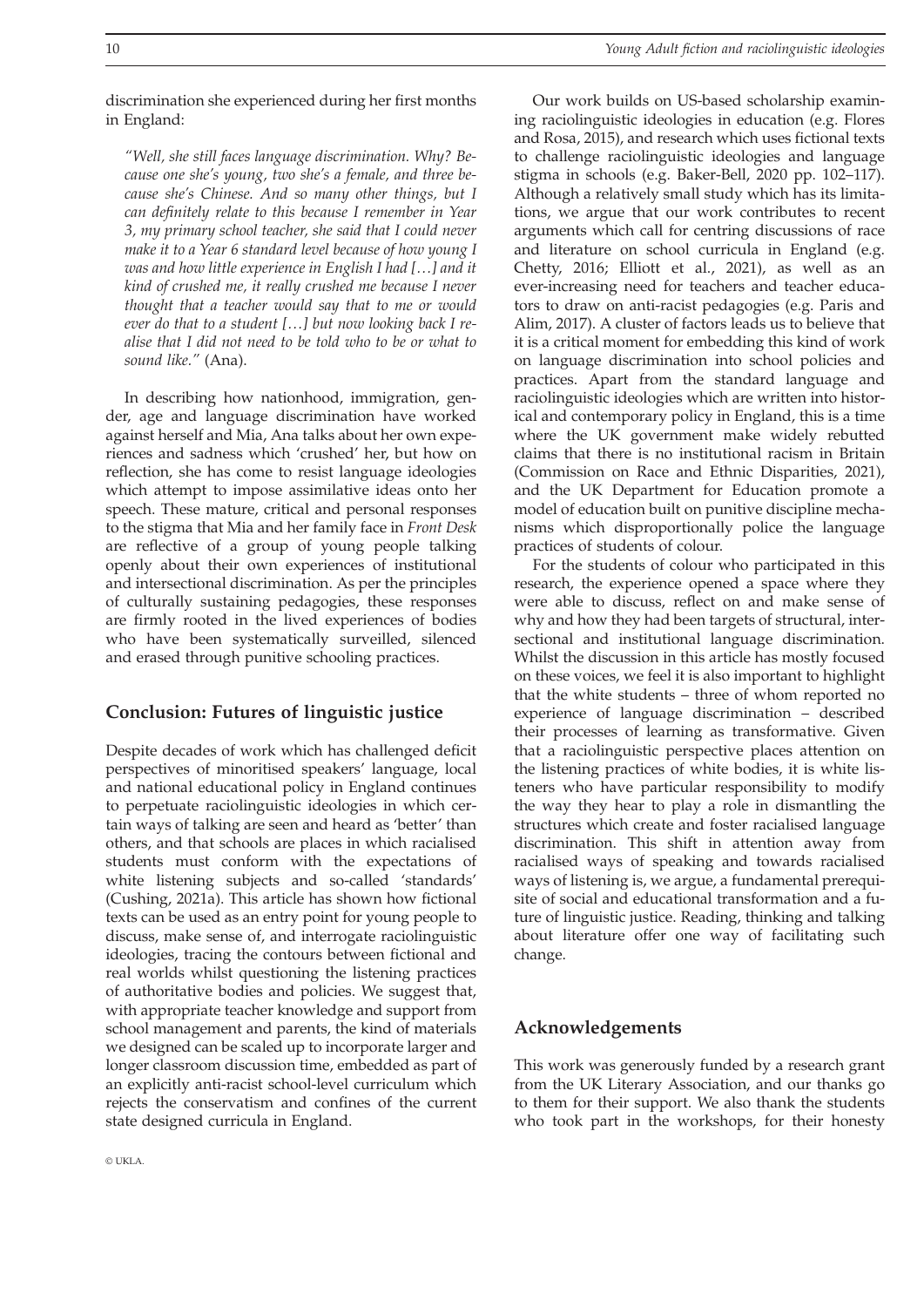discrimination she experienced during her first months in England:

> *"Well, she still faces language discrimination. Why? Because one she's young, two she's a female, and three because she's Chinese. And so many other things, but I can definitely relate to this because I remember in Year 3, my primary school teacher, she said that I could never make it to a Year 6 standard level because of how young I was and how little experience in English I had […] and it kind of crushed me, it really crushed me because I never thought that a teacher would say that to me or would ever do that to a student […] but now looking back I realise that I did not need to be told who to be or what to sound like."* (Ana).

In describing how nationhood, immigration, gender, age and language discrimination have worked against herself and Mia, Ana talks about her own experiences and sadness which 'crushed' her, but how on reflection, she has come to resist language ideologies which attempt to impose assimilative ideas onto her speech. These mature, critical and personal responses to the stigma that Mia and her family face in *Front Desk* are reflective of a group of young people talking openly about their own experiences of institutional and intersectional discrimination. As per the principles of culturally sustaining pedagogies, these responses are firmly rooted in the lived experiences of bodies who have been systematically surveilled, silenced and erased through punitive schooling practices.

## Conclusion: Futures of linguistic justice

Despite decades of work which has challenged deficit perspectives of minoritised speakers' language, local and national educational policy in England continues to perpetuate raciolinguistic ideologies in which certain ways of talking are seen and heard as 'better' than others, and that schools are places in which racialised students must conform with the expectations of white listening subjects and so-called 'standards' (Cushing, 2021a). This article has shown how fictional texts can be used as an entry point for young people to discuss, make sense of, and interrogate raciolinguistic ideologies, tracing the contours between fictional and real worlds whilst questioning the listening practices of authoritative bodies and policies. We suggest that, with appropriate teacher knowledge and support from school management and parents, the kind of materials we designed can be scaled up to incorporate larger and longer classroom discussion time, embedded as part of an explicitly anti-racist school-level curriculum which rejects the conservatism and confines of the current state designed curricula in England.

Our work builds on US-based scholarship examining raciolinguistic ideologies in education (e.g. Flores and Rosa, 2015), and research which uses fictional texts to challenge raciolinguistic ideologies and language stigma in schools (e.g. Baker-Bell, 2020 pp. 102–117). Although a relatively small study which has its limitations, we argue that our work contributes to recent arguments which call for centring discussions of race and literature on school curricula in England (e.g. Chetty, 2016; Elliott et al., 2021), as well as an ever-increasing need for teachers and teacher educators to draw on anti-racist pedagogies (e.g. Paris and Alim, 2017). A cluster of factors leads us to believe that it is a critical moment for embedding this kind of work on language discrimination into school policies and practices. Apart from the standard language and raciolinguistic ideologies which are written into historical and contemporary policy in England, this is a time where the UK government make widely rebutted claims that there is no institutional racism in Britain (Commission on Race and Ethnic Disparities, 2021), and the UK Department for Education promote a model of education built on punitive discipline mechanisms which disproportionally police the language practices of students of colour.

For the students of colour who participated in this research, the experience opened a space where they were able to discuss, reflect on and make sense of why and how they had been targets of structural, intersectional and institutional language discrimination. Whilst the discussion in this article has mostly focused on these voices, we feel it is also important to highlight that the white students – three of whom reported no experience of language discrimination – described their processes of learning as transformative. Given that a raciolinguistic perspective places attention on the listening practices of white bodies, it is white listeners who have particular responsibility to modify the way they hear to play a role in dismantling the structures which create and foster racialised language discrimination. This shift in attention away from racialised ways of speaking and towards racialised ways of listening is, we argue, a fundamental prerequisite of social and educational transformation and a future of linguistic justice. Reading, thinking and talking about literature offer one way of facilitating such change.

## Acknowledgements

This work was generously funded by a research grant from the UK Literary Association, and our thanks go to them for their support. We also thank the students who took part in the workshops, for their honesty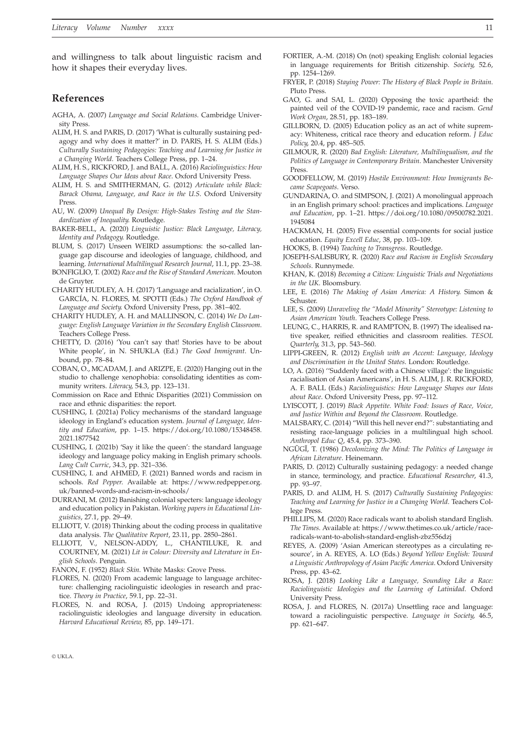and willingness to talk about linguistic racism and how it shapes their everyday lives.

## References

AGHA, A. (2007) *Language and Social Relations*. Cambridge University Press.

ALIM, H. S. and PARIS, D. (2017) 'What is culturally sustaining pedagogy and why does it matter?' in D. PARIS, H. S. ALIM (Eds.) *Culturally Sustaining Pedagogies: Teaching and Learning for Justice in a Changing World*. Teachers College Press, pp. 1–24.

ALIM, H. S., RICKFORD, J. and BALL, A. (2016) *Raciolinguistics: How Language Shapes Our Ideas about Race*. Oxford University Press.

ALIM, H. S. and SMITHERMAN, G. (2012) *Articulate while Black: Barack Obama, Language, and Race in the U.S.* Oxford University Press.

AU, W. (2009) *Unequal By Design: High-Stakes Testing and the Standardization of Inequality.* Routledge.

BAKER-BELL, A. (2020) *Linguistic Justice: Black Language, Literacy, Identity and Pedagogy.* Routledge.

BLUM, S. (2017) Unseen WEIRD assumptions: the so-called language gap discourse and ideologies of language, childhood, and learning. *International Multilingual Research Journal*, 11.1, pp. 23–38.

BONFIGLIO, T. (2002) *Race and the Rise of Standard American*. Mouton de Gruyter.

CHARITY HUDLEY, A. H. (2017) 'Language and racialization', in O. GARCÍA, N. FLORES, M. SPOTTI (Eds.) *The Oxford Handbook of Language and Society.* Oxford University Press, pp. 381–402.

CHARITY HUDLEY, A. H. and MALLINSON, C. (2014) *We Do Language: English Language Variation in the Secondary English Classroom*. Teachers College Press.

CHETTY, D. (2016) 'You can't say that! Stories have to be about White people', in N. SHUKLA (Ed.) *The Good Immigrant*. Unbound, pp. 78–84.

COBAN, O., MCADAM, J. and ARIZPE, E. (2020) Hanging out in the studio to challenge xenophobia: consolidating identities as community writers. *Literacy*, 54.3, pp. 123–131.

Commission on Race and Ethnic Disparities (2021) Commission on race and ethnic disparities: the report.

CUSHING, I. (2021a) Policy mechanisms of the standard language ideology in England's education system. *Journal of Language, Identity and Education*, pp. 1–15. https://doi.org/10.1080/15348458.2021.1877542

CUSHING, I. (2021b) 'Say it like the queen': the standard language ideology and language policy making in English primary schools. *Lang Cult Curric*, 34.3, pp. 321–336.

CUSHING, I. and AHMED, F. (2021) Banned words and racism in schools. *Red Pepper.* Available at: https://www.redpepper.org.uk/banned-words-and-racism-in-schools/

DURRANI, M. (2012) Banishing colonial specters: language ideology and education policy in Pakistan. *Working papers in Educational Linguistics*, 27.1, pp. 29–49.

ELLIOTT, V. (2018) Thinking about the coding process in qualitative data analysis. *The Qualitative Report*, 23.11, pp. 2850–2861.

ELLIOTT, V., NELSON-ADDY, L., CHANTILUKE, R. and COURTNEY, M. (2021) *Lit in Colour: Diversity and Literature in English Schools*. Penguin.

FANON, F. (1952) *Black Skin*. White Masks: Grove Press.

FLORES, N. (2020) From academic language to language architecture: challenging raciolinguistic ideologies in research and practice. *Theory in Practice*, 59.1, pp. 22–31.

FLORES, N. and ROSA, J. (2015) Undoing appropriateness: raciolinguistic ideologies and language diversity in education. *Harvard Educational Review*, 85, pp. 149–171.

FORTIER, A.-M. (2018) On (not) speaking English: colonial legacies in language requirements for British citizenship. *Society*, 52.6, pp. 1254–1269.

FRYER, P. (2018) *Staying Power: The History of Black People in Britain*. Pluto Press.

GAO, G. and SAI, L. (2020) Opposing the toxic apartheid: the painted veil of the COVID-19 pandemic, race and racism. *Gend Work Organ*, 28.S1, pp. 183–189.

GILLBORN, D. (2005) Education policy as an act of white supremacy: Whiteness, critical race theory and education reform. *J Educ Policy*, 20.4, pp. 485–505.

GILMOUR, R. (2020) *Bad English: Literature, Multilingualism, and the Politics of Language in Contemporary Britain*. Manchester University Press.

GOODFELLOW, M. (2019) *Hostile Environment: How Immigrants Became Scapegoats*. Verso.

GUNDARINA, O. and SIMPSON, J. (2021) A monolingual approach in an English primary school: practices and implications. *Language and Education*, pp. 1–21. https://doi.org/10.1080/09500782.2021.1945084

HACKMAN, H. (2005) Five essential components for social justice education. *Equity Excell Educ*, 38, pp. 103–109.

HOOKS, B. (1994) *Teaching to Transgress*. Routledge.

JOSEPH-SALISBURY, R. (2020) *Race and Racism in English Secondary Schools*. Runnymede.

KHAN, K. (2018) *Becoming a Citizen: Linguistic Trials and Negotiations in the UK*. Bloomsbury.

LEE, E. (2016) *The Making of Asian America: A History.* Simon & Schuster.

LEE, S. (2009) *Unraveling the "Model Minority" Stereotype: Listening to Asian American Youth*. Teachers College Press.

LEUNG, C., HARRIS, R. and RAMPTON, B. (1997) The idealised native speaker, reified ethnicities and classroom realities. *TESOL Quarterly*, 31.3, pp. 543–560.

LIPPI-GREEN, R. (2012) *English with an Accent: Language, Ideology and Discrimination in the United States*. London: Routledge.

LO, A. (2016) ''Suddenly faced with a Chinese village': the linguistic racialisation of Asian Americans', in H. S. ALIM, J. R. RICKFORD, A. F. BALL (Eds.) *Raciolinguistics: How Language Shapes our Ideas about Race*. Oxford University Press, pp. 97–112.

LYISCOTT, J. (2019) *Black Appetite. White Food: Issues of Race, Voice, and Justice Within and Beyond the Classroom*. Routledge.

MALSBARY, C. (2014) "Will this hell never end?": substantiating and resisting race-language policies in a multilingual high school. *Anthropol Educ Q*, 45.4, pp. 373–390.

NGŨGĨ, T. (1986) *Decolonizing the Mind: The Politics of Language in African Literature*. Heinemann.

PARIS, D. (2012) Culturally sustaining pedagogy: a needed change in stance, terminology, and practice. *Educational Researcher*, 41.3, pp. 93–97.

PARIS, D. and ALIM, H. S. (2017) *Culturally Sustaining Pedagogies: Teaching and Learning for Justice in a Changing World*. Teachers College Press.

PHILLIPS, M. (2020) Race radicals want to abolish standard English. *The Times*. Available at: https://www.thetimes.co.uk/article/race-radicals-want-to-abolish-standard-english-zbz556dzj

REYES, A. (2009) 'Asian American stereotypes as a circulating resource', in A. REYES, A. LO (Eds.) *Beyond Yellow English: Toward a Linguistic Anthropology of Asian Pacific America*. Oxford University Press, pp. 43–62.

ROSA, J. (2018) *Looking Like a Language, Sounding Like a Race: Raciolinguistic Ideologies and the Learning of Latinidad*. Oxford University Press.

ROSA, J. and FLORES, N. (2017a) Unsettling race and language: toward a raciolinguistic perspective. *Language in Society*, 46.5, pp. 621–647.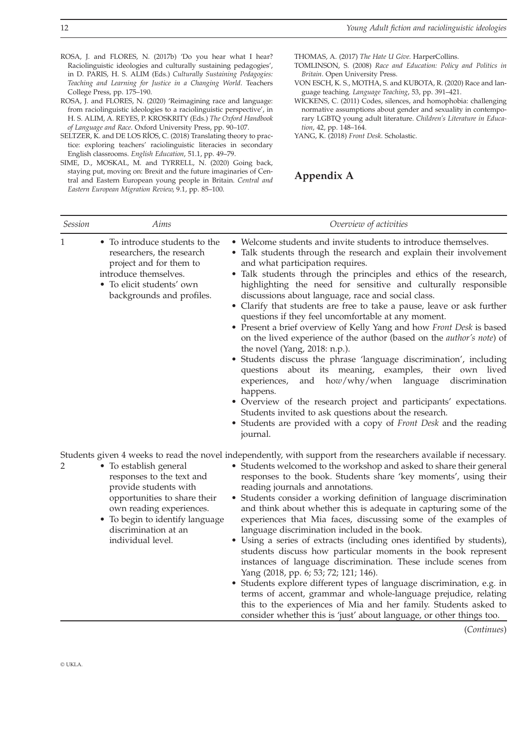ROSA, J. and FLORES, N. (2017b) 'Do you hear what I hear? Raciolinguistic ideologies and culturally sustaining pedagogies', in D. PARIS, H. S. ALIM (Eds.) *Culturally Sustaining Pedagogies: Teaching and Learning for Justice in a Changing World*. Teachers College Press, pp. 175–190.

ROSA, J. and FLORES, N. (2020) 'Reimagining race and language: from raciolinguistic ideologies to a raciolinguistic perspective', in H. S. ALIM, A. REYES, P. KROSKRITY (Eds.) *The Oxford Handbook of Language and Race*. Oxford University Press, pp. 90–107.

SELTZER, K. and DE LOS RÍOS, C. (2018) Translating theory to practice: exploring teachers' raciolinguistic literacies in secondary English classrooms. *English Education*, 51.1, pp. 49–79.

SIME, D., MOSKAL, M. and TYRRELL, N. (2020) Going back, staying put, moving on: Brexit and the future imaginaries of Central and Eastern European young people in Britain. *Central and Eastern European Migration Review*, 9.1, pp. 85–100.

THOMAS, A. (2017) *The Hate U Give*. HarperCollins.

TOMLINSON, S. (2008) *Race and Education: Policy and Politics in Britain*. Open University Press.

VON ESCH, K. S., MOTHA, S. and KUBOTA, R. (2020) Race and language teaching. *Language Teaching*, 53, pp. 391–421.

WICKENS, C. (2011) Codes, silences, and homophobia: challenging normative assumptions about gender and sexuality in contemporary LGBTQ young adult literature. *Children's Literature in Education*, 42, pp. 148–164.

YANG, K. (2018) *Front Desk*. Scholastic.

## Appendix A

| *Session* | *Aims* | *Overview of activities* |
|---|---|---|
| 1 | • To introduce students to the researchers, the research project and for them to introduce themselves.<br>• To elicit students' own backgrounds and profiles. | • Welcome students and invite students to introduce themselves.<br>• Talk students through the research and explain their involvement and what participation requires.<br>• Talk students through the principles and ethics of the research, highlighting the need for sensitive and culturally responsible discussions about language, race and social class.<br>• Clarify that students are free to take a pause, leave or ask further questions if they feel uncomfortable at any moment.<br>• Present a brief overview of Kelly Yang and how *Front Desk* is based on the lived experience of the author (based on the *author's note*) of the novel (Yang, 2018: n.p.).<br>• Students discuss the phrase 'language discrimination', including questions about its meaning, examples, their own lived experiences, and how/why/when language discrimination happens.<br>• Overview of the research project and participants' expectations. Students invited to ask questions about the research.<br>• Students are provided with a copy of *Front Desk* and the reading journal. |
| Students given 4 weeks to read the novel independently, with support from the researchers available if necessary. | | |
| 2 | • To establish general responses to the text and provide students with opportunities to share their own reading experiences.<br>• To begin to identify language discrimination at an individual level. | • Students welcomed to the workshop and asked to share their general responses to the book. Students share 'key moments', using their reading journals and annotations.<br>• Students consider a working definition of language discrimination and think about whether this is adequate in capturing some of the experiences that Mia faces, discussing some of the examples of language discrimination included in the book.<br>• Using a series of extracts (including ones identified by students), students discuss how particular moments in the book represent instances of language discrimination. These include scenes from Yang (2018, pp. 6; 53; 72; 121; 146).<br>• Students explore different types of language discrimination, e.g. in terms of accent, grammar and whole-language prejudice, relating this to the experiences of Mia and her family. Students asked to consider whether this is 'just' about language, or other things too. |

(*Continues*)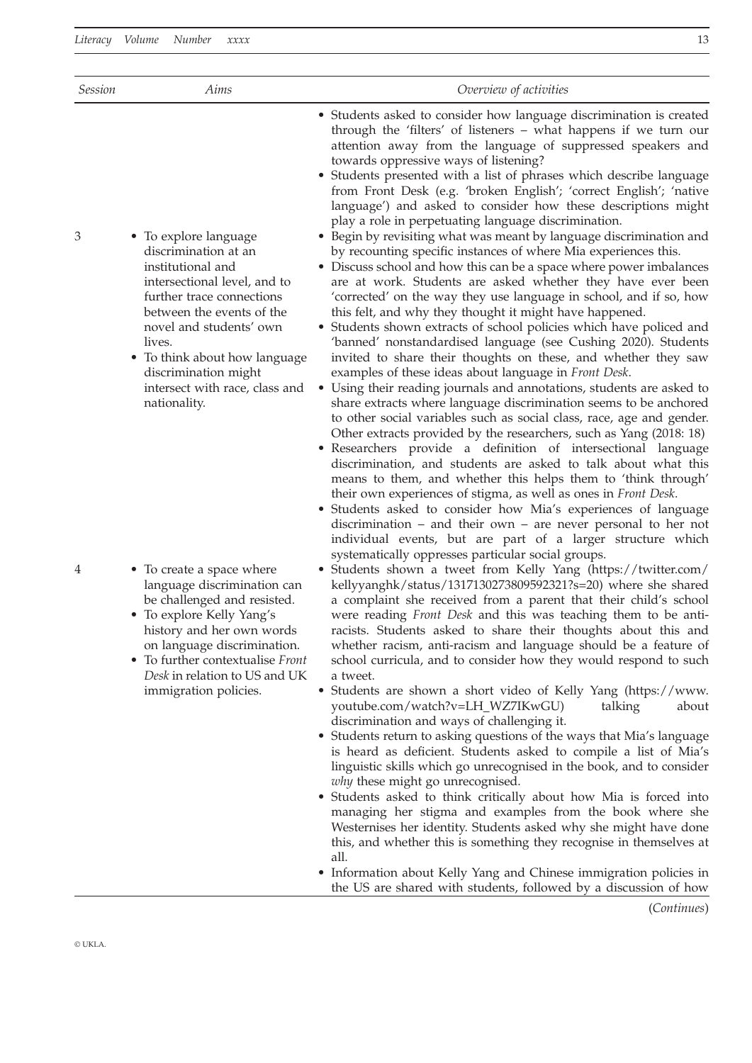| Session | Aims | Overview of activities |
| --- | --- | --- |
| | | • Students asked to consider how language discrimination is created through the 'filters' of listeners – what happens if we turn our attention away from the language of suppressed speakers and towards oppressive ways of listening?<br>• Students presented with a list of phrases which describe language from Front Desk (e.g. 'broken English'; 'correct English'; 'native language') and asked to consider how these descriptions might play a role in perpetuating language discrimination. |
| 3 | • To explore language discrimination at an institutional and intersectional level, and to further trace connections between the events of the novel and students' own lives.<br>• To think about how language discrimination might intersect with race, class and nationality. | • Begin by revisiting what was meant by language discrimination and by recounting specific instances of where Mia experiences this.<br>• Discuss school and how this can be a space where power imbalances are at work. Students are asked whether they have ever been 'corrected' on the way they use language in school, and if so, how this felt, and why they thought it might have happened.<br>• Students shown extracts of school policies which have policed and 'banned' nonstandardised language (see Cushing 2020). Students invited to share their thoughts on these, and whether they saw examples of these ideas about language in *Front Desk*.<br>• Using their reading journals and annotations, students are asked to share extracts where language discrimination seems to be anchored to other social variables such as social class, race, age and gender. Other extracts provided by the researchers, such as Yang (2018: 18)<br>• Researchers provide a definition of intersectional language discrimination, and students are asked to talk about what this means to them, and whether this helps them to 'think through' their own experiences of stigma, as well as ones in *Front Desk*.<br>• Students asked to consider how Mia's experiences of language discrimination – and their own – are never personal to her not individual events, but are part of a larger structure which systematically oppresses particular social groups. |
| 4 | • To create a space where language discrimination can be challenged and resisted.<br>• To explore Kelly Yang's history and her own words on language discrimination.<br>• To further contextualise *Front Desk* in relation to US and UK immigration policies. | • Students shown a tweet from Kelly Yang (https://twitter.com/kellyyanghk/status/1317130273809592321?s=20) where she shared a complaint she received from a parent that their child's school were reading *Front Desk* and this was teaching them to be anti-racists. Students asked to share their thoughts about this and whether racism, anti-racism and language should be a feature of school curricula, and to consider how they would respond to such a tweet.<br>• Students are shown a short video of Kelly Yang (https://www.youtube.com/watch?v=LH_WZ7IKwGU) talking about discrimination and ways of challenging it.<br>• Students return to asking questions of the ways that Mia's language is heard as deficient. Students asked to compile a list of Mia's linguistic skills which go unrecognised in the book, and to consider *why* these might go unrecognised.<br>• Students asked to think critically about how Mia is forced into managing her stigma and examples from the book where she Westernises her identity. Students asked why she might have done this, and whether this is something they recognise in themselves at all.<br>• Information about Kelly Yang and Chinese immigration policies in the US are shared with students, followed by a discussion of how |

(*Continues*)

© UKLA.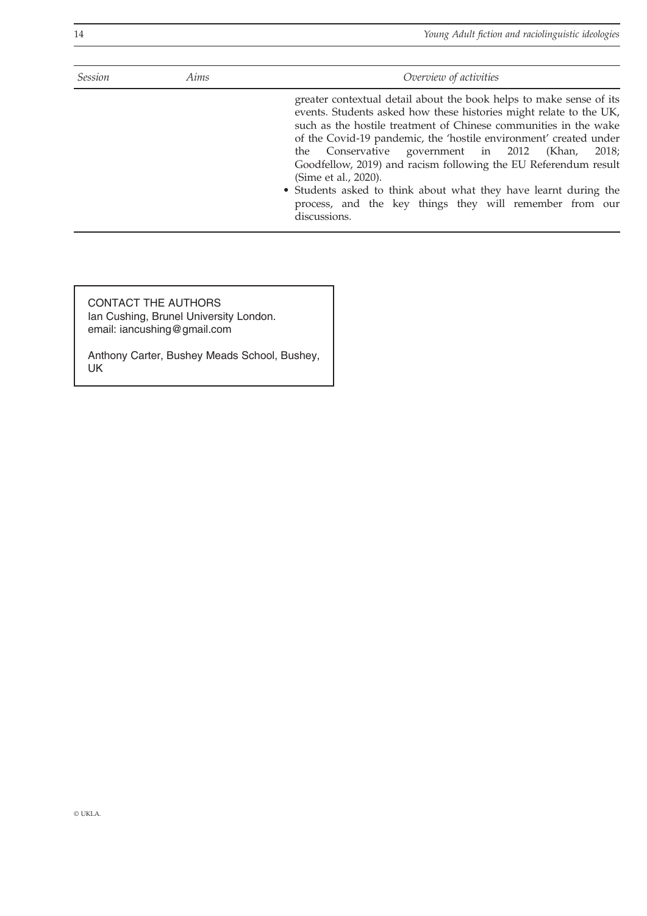| Session | Aims | Overview of activities |
| --- | --- | --- |
| | | greater contextual detail about the book helps to make sense of its events. Students asked how these histories might relate to the UK, such as the hostile treatment of Chinese communities in the wake of the Covid-19 pandemic, the 'hostile environment' created under the Conservative government in 2012 (Khan, 2018; Goodfellow, 2019) and racism following the EU Referendum result (Sime et al., 2020).<br>• Students asked to think about what they have learnt during the process, and the key things they will remember from our discussions. |

CONTACT THE AUTHORS
Ian Cushing, Brunel University London.
email: iancushing@gmail.com

Anthony Carter, Bushey Meads School, Bushey, UK

© UKLA.